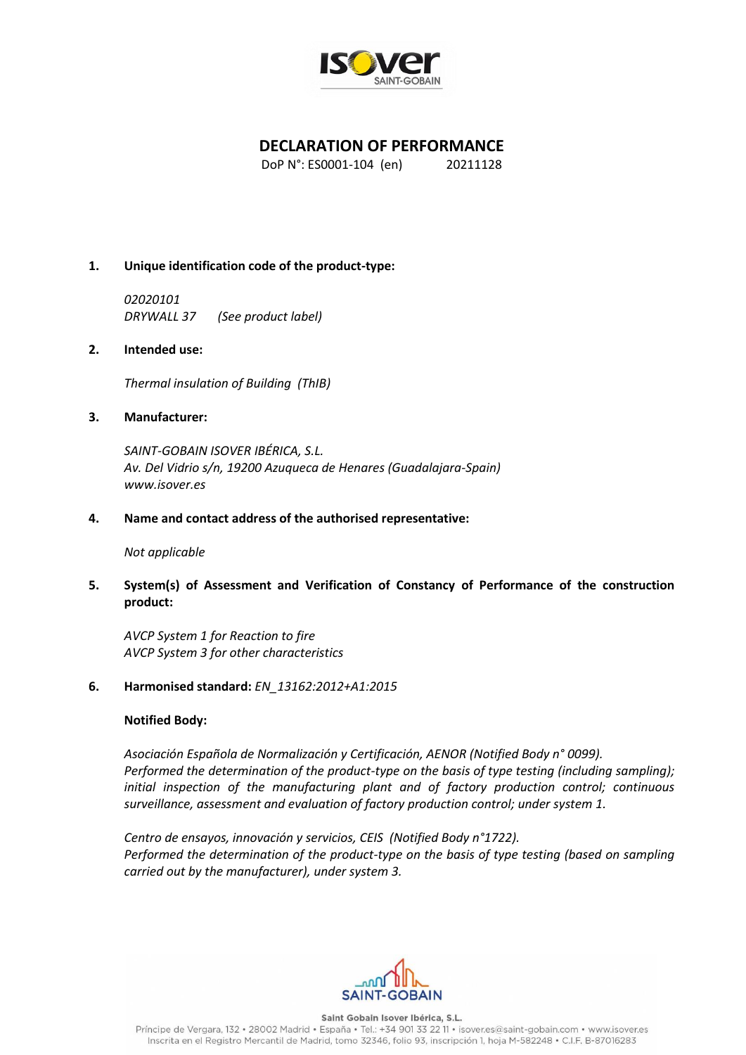# DECLARATION OF PERFORMANCE

DoP N°: ES0001-104 (en) 20211128

**1. Unique identification code of the product-type:**

*02020101*
*DRYWALL 37 (See product label)*

**2. Intended use:**

*Thermal insulation of Building (ThIB)*

**3. Manufacturer:**

*SAINT-GOBAIN ISOVER IBÉRICA, S.L.*
*Av. Del Vidrio s/n, 19200 Azuqueca de Henares (Guadalajara-Spain)*
*www.isover.es*

**4. Name and contact address of the authorised representative:**

*Not applicable*

**5. System(s) of Assessment and Verification of Constancy of Performance of the construction product:**

*AVCP System 1 for Reaction to fire*
*AVCP System 3 for other characteristics*

**6. Harmonised standard:** *EN_13162:2012+A1:2015*

**Notified Body:**

*Asociación Española de Normalización y Certificación, AENOR (Notified Body n° 0099).*
*Performed the determination of the product-type on the basis of type testing (including sampling); initial inspection of the manufacturing plant and of factory production control; continuous surveillance, assessment and evaluation of factory production control; under system 1.*

*Centro de ensayos, innovación y servicios, CEIS (Notified Body n°1722).*
*Performed the determination of the product-type on the basis of type testing (based on sampling carried out by the manufacturer), under system 3.*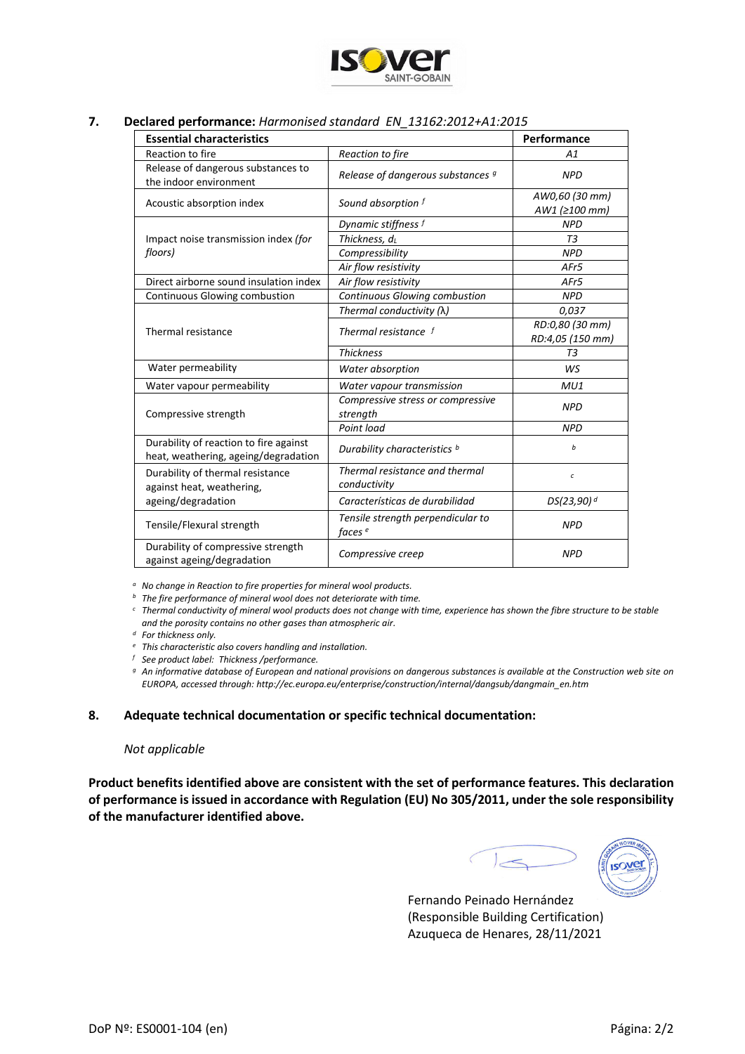## 7. Declared performance: *Harmonised standard EN_13162:2012+A1:2015*

| Essential characteristics | | Performance |
|---|---|---|
| Reaction to fire | *Reaction to fire* | *A1* |
| Release of dangerous substances to the indoor environment | *Release of dangerous substances* [g] | *NPD* |
| Acoustic absorption index | *Sound absorption* [f] | *AW0,60 (30 mm)* *AW1 (≥100 mm)* |
| Impact noise transmission index *(for floors)* | *Dynamic stiffness* [f] | *NPD* |
| | *Thickness, $d_L$* | *T3* |
| | *Compressibility* | *NPD* |
| | *Air flow resistivity* | *AFr5* |
| Direct airborne sound insulation index | *Air flow resistivity* | *AFr5* |
| Continuous Glowing combustion | *Continuous Glowing combustion* | *NPD* |
| Thermal resistance | *Thermal conductivity (λ)* | *0,037* |
| | *Thermal resistance* [f] | *RD:0,80 (30 mm)* *RD:4,05 (150 mm)* |
| | *Thickness* | *T3* |
| Water permeability | *Water absorption* | *WS* |
| Water vapour permeability | *Water vapour transmission* | *MU1* |
| Compressive strength | *Compressive stress or compressive strength* | *NPD* |
| | *Point load* | *NPD* |
| Durability of reaction to fire against heat, weathering, ageing/degradation | *Durability characteristics* [b] | [b] |
| Durability of thermal resistance against heat, weathering, ageing/degradation | *Thermal resistance and thermal conductivity* | [c] |
| | *Características de durabilidad* | *DS(23,90)* [d] |
| Tensile/Flexural strength | *Tensile strength perpendicular to faces* [e] | *NPD* |
| Durability of compressive strength against ageing/degradation | *Compressive creep* | *NPD* |

[a] *No change in Reaction to fire properties for mineral wool products.*
[b] *The fire performance of mineral wool does not deteriorate with time.*
[c] *Thermal conductivity of mineral wool products does not change with time, experience has shown the fibre structure to be stable and the porosity contains no other gases than atmospheric air.*
[d] *For thickness only.*
[e] *This characteristic also covers handling and installation.*
[f] *See product label: Thickness /performance.*
[g] *An informative database of European and national provisions on dangerous substances is available at the Construction web site on EUROPA, accessed through: http://ec.europa.eu/enterprise/construction/internal/dangsub/dangmain_en.htm*

## 8. Adequate technical documentation or specific technical documentation:

*Not applicable*

**Product benefits identified above are consistent with the set of performance features. This declaration of performance is issued in accordance with Regulation (EU) No 305/2011, under the sole responsibility of the manufacturer identified above.**

Fernando Peinado Hernández
(Responsible Building Certification)
Azuqueca de Henares, 28/11/2021

DoP Nº: ES0001-104 (en)